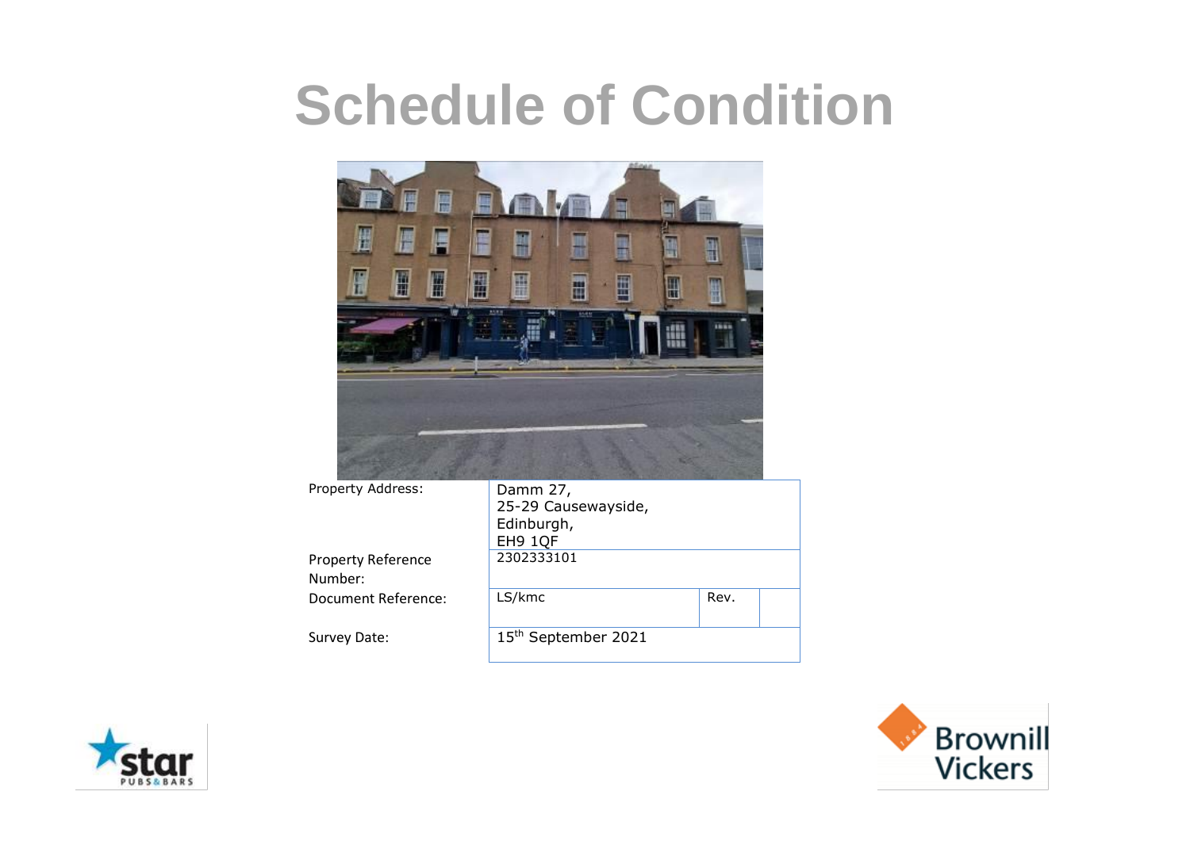# Schedule of Condition

| | | | |
|---|---|---|---|
| Property Address: | Damm 27,<br>25-29 Causewayside,<br>Edinburgh,<br>EH9 1QF | | |
| Property Reference Number: | 2302333101 | | |
| Document Reference: | LS/kmc | Rev. | |
| Survey Date: | 15th September 2021 | | |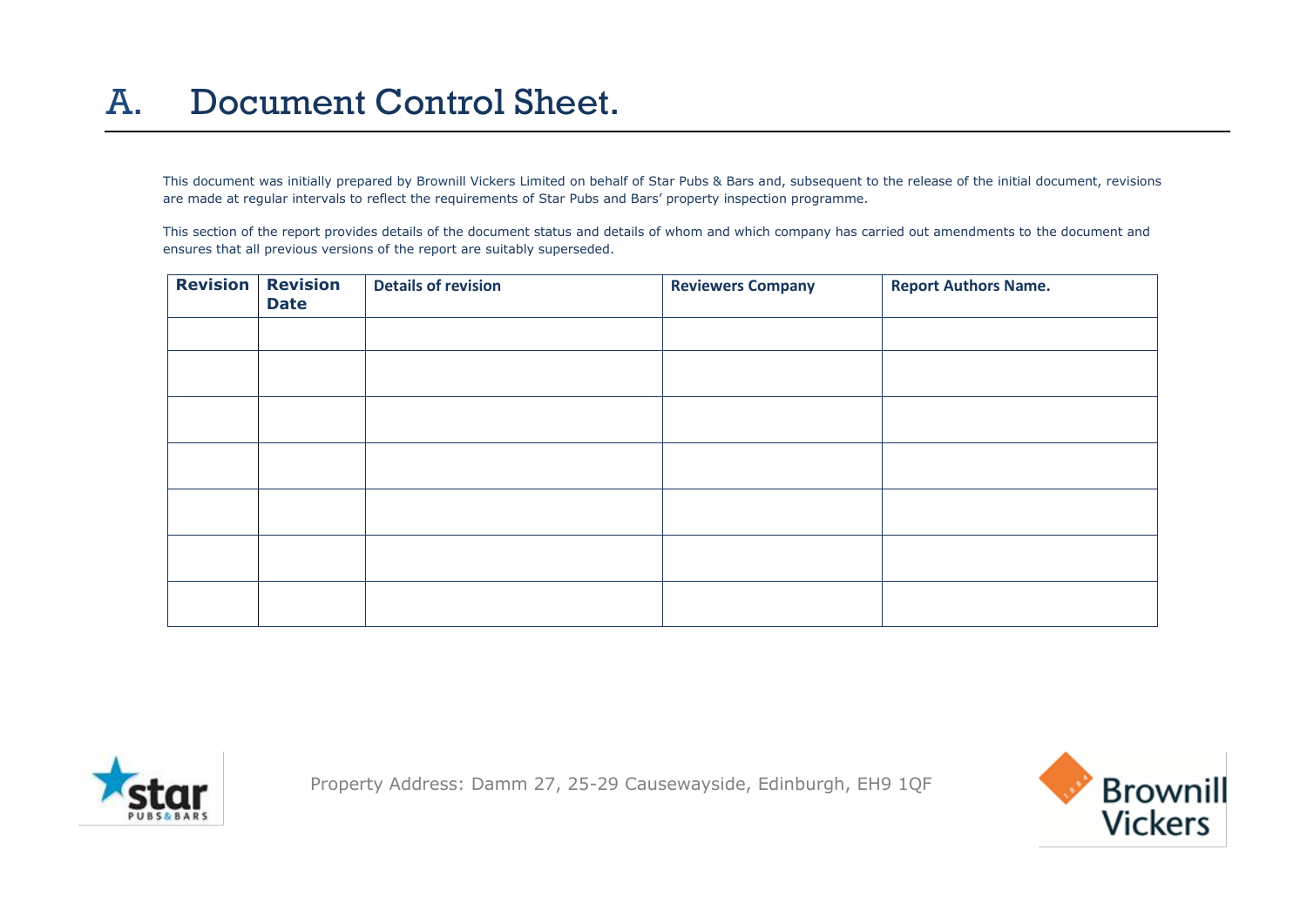# A. Document Control Sheet.

This document was initially prepared by Brownill Vickers Limited on behalf of Star Pubs & Bars and, subsequent to the release of the initial document, revisions are made at regular intervals to reflect the requirements of Star Pubs and Bars' property inspection programme.

This section of the report provides details of the document status and details of whom and which company has carried out amendments to the document and ensures that all previous versions of the report are suitably superseded.

| Revision | Revision Date | Details of revision | Reviewers Company | Report Authors Name. |
|---|---|---|---|---|
| | | | | |
| | | | | |
| | | | | |
| | | | | |
| | | | | |
| | | | | |
| | | | | |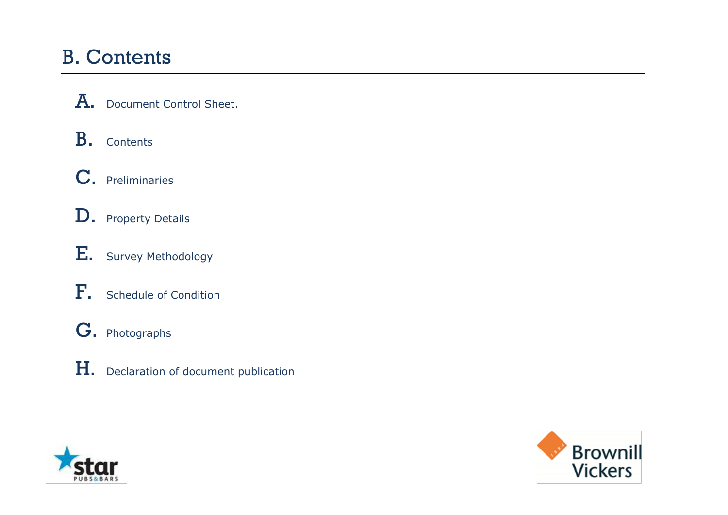# B. Contents

**A.** Document Control Sheet.

**B.** Contents

**C.** Preliminaries

**D.** Property Details

**E.** Survey Methodology

**F.** Schedule of Condition

**G.** Photographs

**H.** Declaration of document publication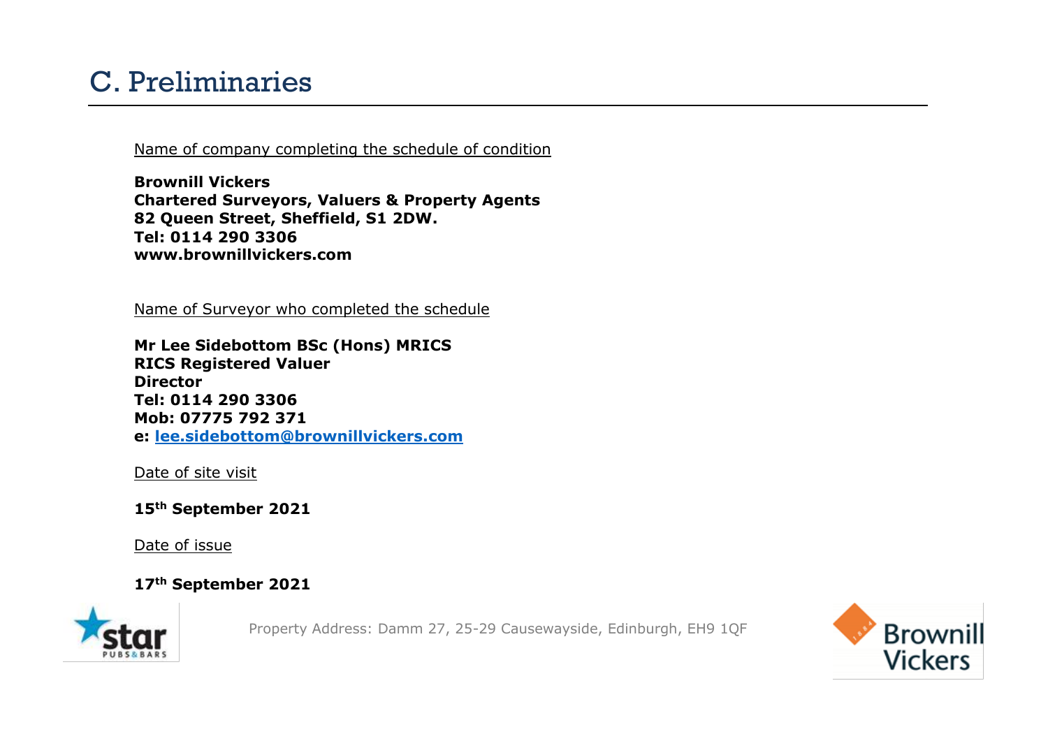# C. Preliminaries

Name of company completing the schedule of condition

**Brownill Vickers**
**Chartered Surveyors, Valuers & Property Agents**
**82 Queen Street, Sheffield, S1 2DW.**
**Tel: 0114 290 3306**
**www.brownillvickers.com**

Name of Surveyor who completed the schedule

**Mr Lee Sidebottom BSc (Hons) MRICS**
**RICS Registered Valuer**
**Director**
**Tel: 0114 290 3306**
**Mob: 07775 792 371**
**e: lee.sidebottom@brownillvickers.com**

Date of site visit

**15th September 2021**

Date of issue

**17th September 2021**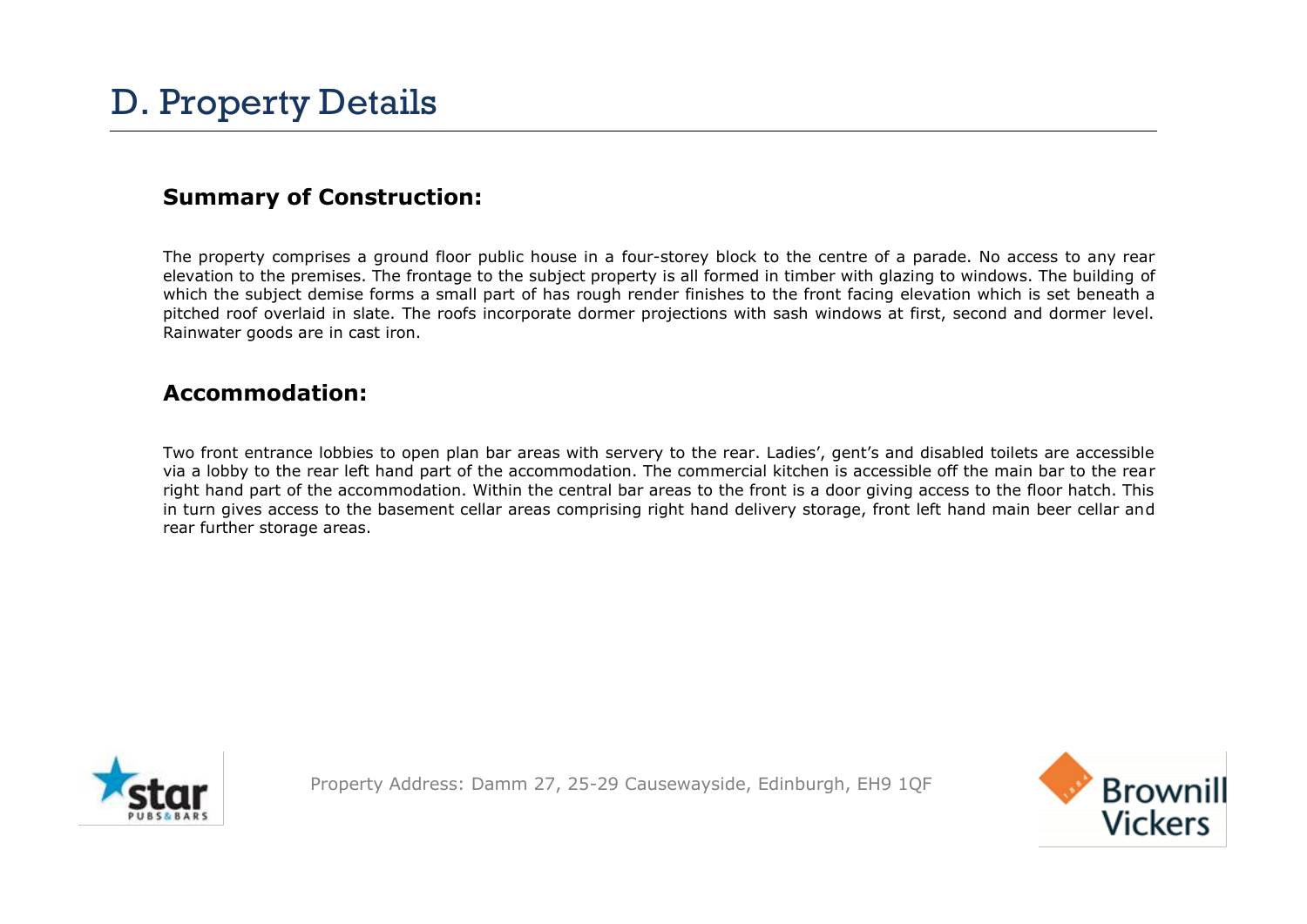# D. Property Details

## Summary of Construction:

The property comprises a ground floor public house in a four-storey block to the centre of a parade. No access to any rear elevation to the premises. The frontage to the subject property is all formed in timber with glazing to windows. The building of which the subject demise forms a small part of has rough render finishes to the front facing elevation which is set beneath a pitched roof overlaid in slate. The roofs incorporate dormer projections with sash windows at first, second and dormer level. Rainwater goods are in cast iron.

## Accommodation:

Two front entrance lobbies to open plan bar areas with servery to the rear. Ladies', gent's and disabled toilets are accessible via a lobby to the rear left hand part of the accommodation. The commercial kitchen is accessible off the main bar to the rear right hand part of the accommodation. Within the central bar areas to the front is a door giving access to the floor hatch. This in turn gives access to the basement cellar areas comprising right hand delivery storage, front left hand main beer cellar and rear further storage areas.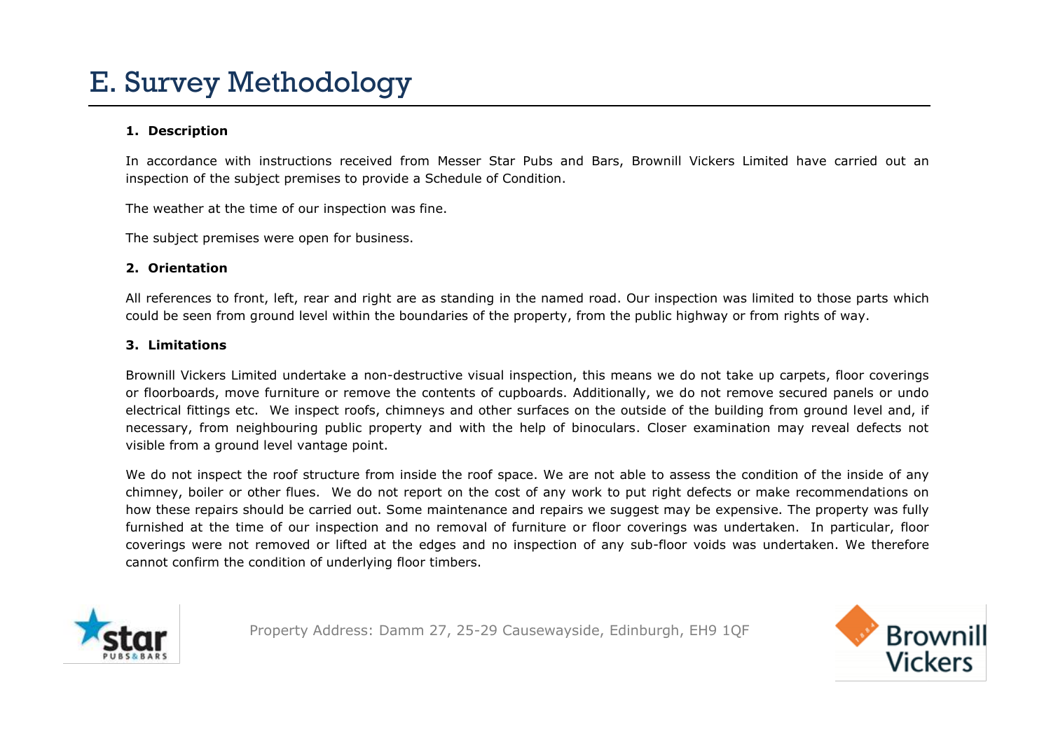# E. Survey Methodology

### 1. Description

In accordance with instructions received from Messer Star Pubs and Bars, Brownill Vickers Limited have carried out an inspection of the subject premises to provide a Schedule of Condition.

The weather at the time of our inspection was fine.

The subject premises were open for business.

### 2. Orientation

All references to front, left, rear and right are as standing in the named road. Our inspection was limited to those parts which could be seen from ground level within the boundaries of the property, from the public highway or from rights of way.

### 3. Limitations

Brownill Vickers Limited undertake a non-destructive visual inspection, this means we do not take up carpets, floor coverings or floorboards, move furniture or remove the contents of cupboards. Additionally, we do not remove secured panels or undo electrical fittings etc. We inspect roofs, chimneys and other surfaces on the outside of the building from ground level and, if necessary, from neighbouring public property and with the help of binoculars. Closer examination may reveal defects not visible from a ground level vantage point.

We do not inspect the roof structure from inside the roof space. We are not able to assess the condition of the inside of any chimney, boiler or other flues. We do not report on the cost of any work to put right defects or make recommendations on how these repairs should be carried out. Some maintenance and repairs we suggest may be expensive. The property was fully furnished at the time of our inspection and no removal of furniture or floor coverings was undertaken. In particular, floor coverings were not removed or lifted at the edges and no inspection of any sub-floor voids was undertaken. We therefore cannot confirm the condition of underlying floor timbers.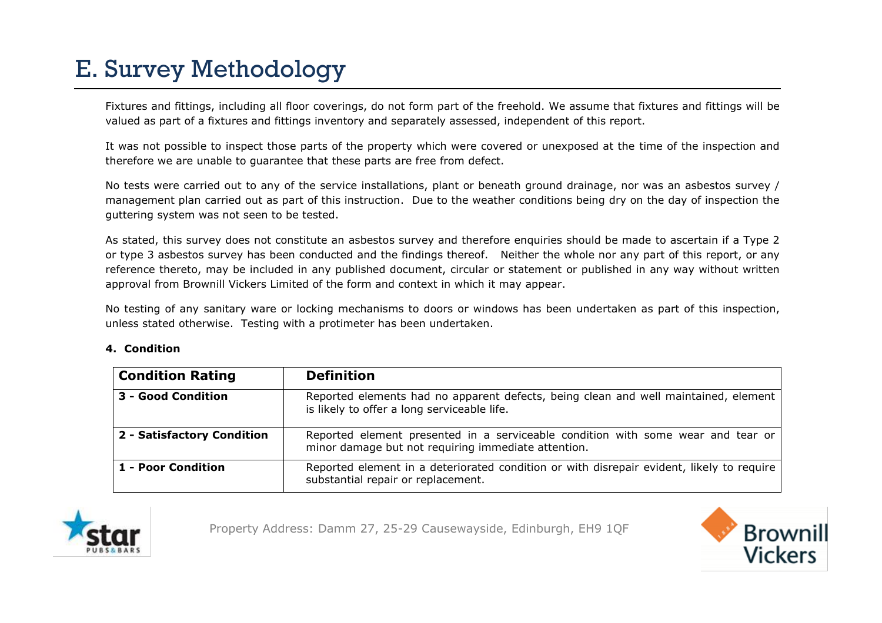# E. Survey Methodology

Fixtures and fittings, including all floor coverings, do not form part of the freehold. We assume that fixtures and fittings will be valued as part of a fixtures and fittings inventory and separately assessed, independent of this report.

It was not possible to inspect those parts of the property which were covered or unexposed at the time of the inspection and therefore we are unable to guarantee that these parts are free from defect.

No tests were carried out to any of the service installations, plant or beneath ground drainage, nor was an asbestos survey / management plan carried out as part of this instruction. Due to the weather conditions being dry on the day of inspection the guttering system was not seen to be tested.

As stated, this survey does not constitute an asbestos survey and therefore enquiries should be made to ascertain if a Type 2 or type 3 asbestos survey has been conducted and the findings thereof. Neither the whole nor any part of this report, or any reference thereto, may be included in any published document, circular or statement or published in any way without written approval from Brownill Vickers Limited of the form and context in which it may appear.

No testing of any sanitary ware or locking mechanisms to doors or windows has been undertaken as part of this inspection, unless stated otherwise. Testing with a protimeter has been undertaken.

**4. Condition**

| Condition Rating | Definition |
|---|---|
| **3 - Good Condition** | Reported elements had no apparent defects, being clean and well maintained, element is likely to offer a long serviceable life. |
| **2 - Satisfactory Condition** | Reported element presented in a serviceable condition with some wear and tear or minor damage but not requiring immediate attention. |
| **1 - Poor Condition** | Reported element in a deteriorated condition or with disrepair evident, likely to require substantial repair or replacement. |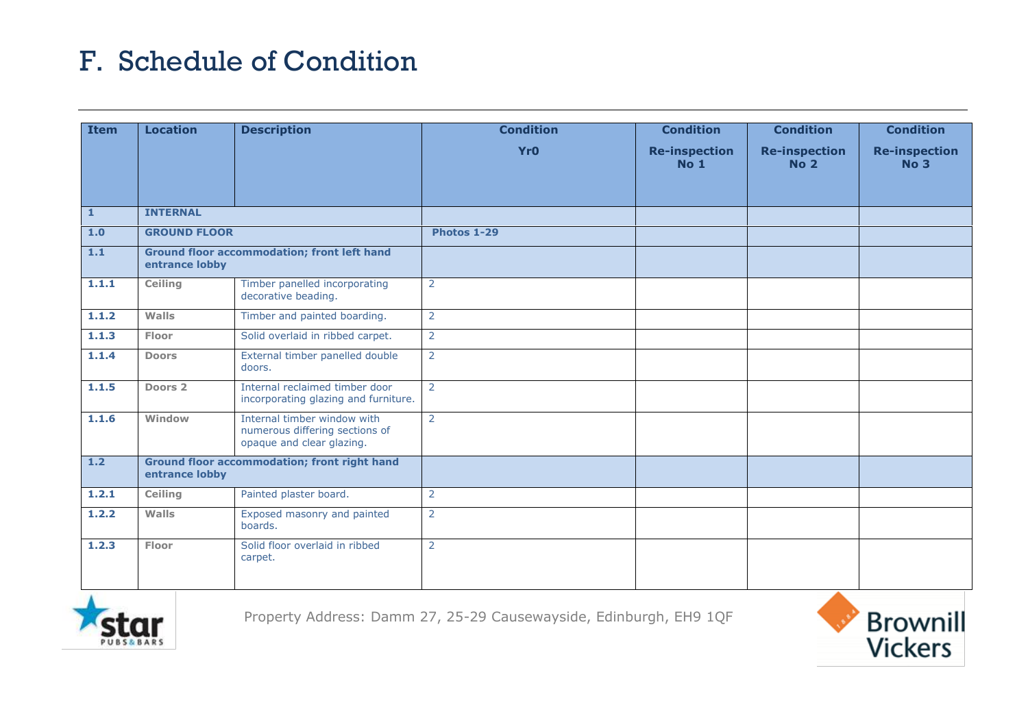# F. Schedule of Condition

| Item | Location | Description | Condition Yr0 | Condition Re-inspection No 1 | Condition Re-inspection No 2 | Condition Re-inspection No 3 |
|---|---|---|---|---|---|---|
| **1** | **INTERNAL** | | | | | |
| **1.0** | **GROUND FLOOR** | | **Photos 1-29** | | | |
| **1.1** | **Ground floor accommodation; front left hand entrance lobby** | | | | | |
| **1.1.1** | **Ceiling** | Timber panelled incorporating decorative beading. | 2 | | | |
| **1.1.2** | **Walls** | Timber and painted boarding. | 2 | | | |
| **1.1.3** | **Floor** | Solid overlaid in ribbed carpet. | 2 | | | |
| **1.1.4** | **Doors** | External timber panelled double doors. | 2 | | | |
| **1.1.5** | **Doors 2** | Internal reclaimed timber door incorporating glazing and furniture. | 2 | | | |
| **1.1.6** | **Window** | Internal timber window with numerous differing sections of opaque and clear glazing. | 2 | | | |
| **1.2** | **Ground floor accommodation; front right hand entrance lobby** | | | | | |
| **1.2.1** | **Ceiling** | Painted plaster board. | 2 | | | |
| **1.2.2** | **Walls** | Exposed masonry and painted boards. | 2 | | | |
| **1.2.3** | **Floor** | Solid floor overlaid in ribbed carpet. | 2 | | | |

Property Address: Damm 27, 25-29 Causewayside, Edinburgh, EH9 1QF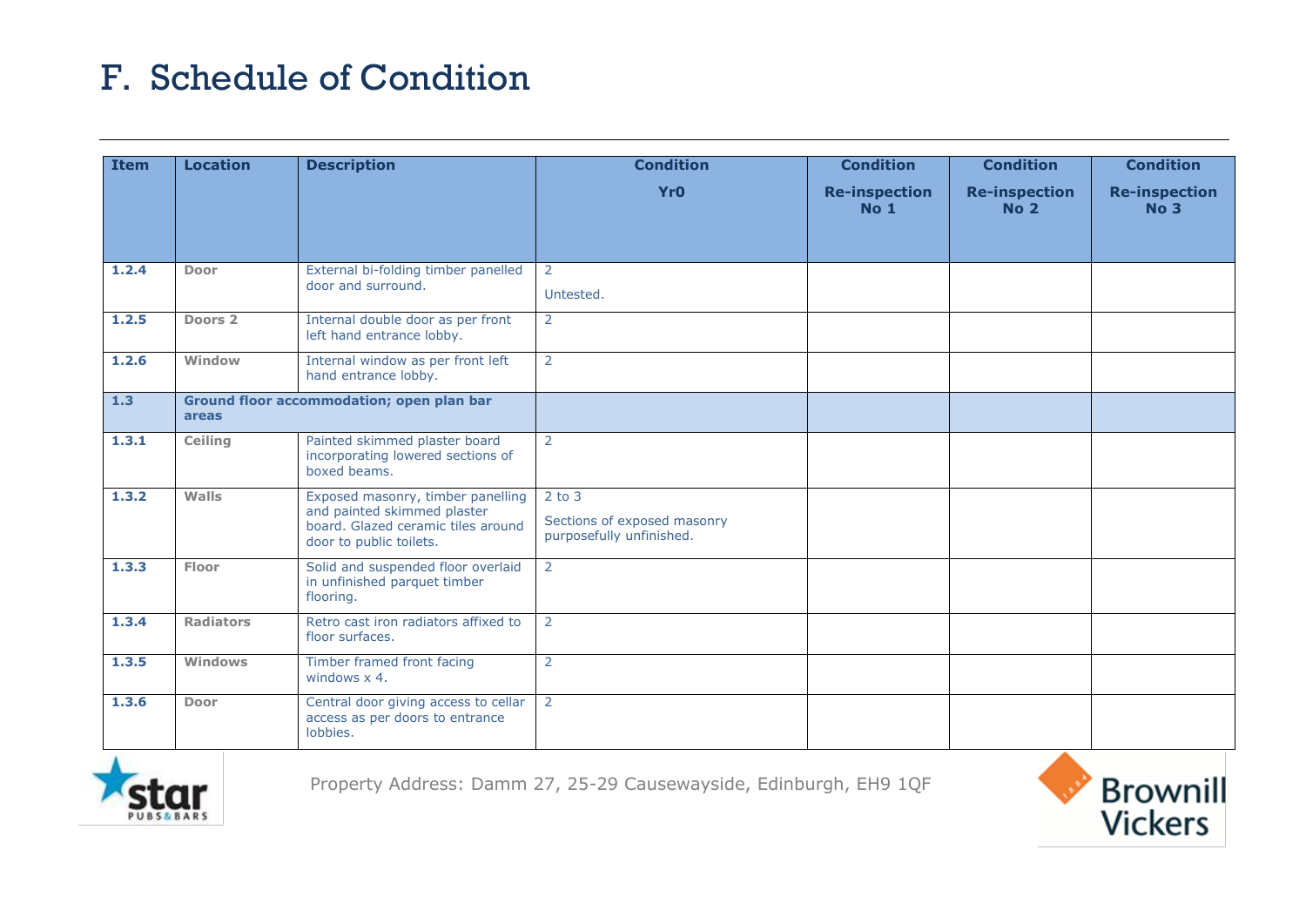# F. Schedule of Condition

| Item | Location | Description | Condition Yr0 | Condition Re-inspection No 1 | Condition Re-inspection No 2 | Condition Re-inspection No 3 |
|---|---|---|---|---|---|---|
| 1.2.4 | Door | External bi-folding timber panelled door and surround. | 2<br><br>Untested. | | | |
| 1.2.5 | Doors 2 | Internal double door as per front left hand entrance lobby. | 2 | | | |
| 1.2.6 | Window | Internal window as per front left hand entrance lobby. | 2 | | | |
| **1.3** | **Ground floor accommodation; open plan bar areas** | | | | | |
| 1.3.1 | Ceiling | Painted skimmed plaster board incorporating lowered sections of boxed beams. | 2 | | | |
| 1.3.2 | Walls | Exposed masonry, timber panelling and painted skimmed plaster board. Glazed ceramic tiles around door to public toilets. | 2 to 3<br><br>Sections of exposed masonry purposefully unfinished. | | | |
| 1.3.3 | Floor | Solid and suspended floor overlaid in unfinished parquet timber flooring. | 2 | | | |
| 1.3.4 | Radiators | Retro cast iron radiators affixed to floor surfaces. | 2 | | | |
| 1.3.5 | Windows | Timber framed front facing windows x 4. | 2 | | | |
| 1.3.6 | Door | Central door giving access to cellar access as per doors to entrance lobbies. | 2 | | | |

Property Address: Damm 27, 25-29 Causewayside, Edinburgh, EH9 1QF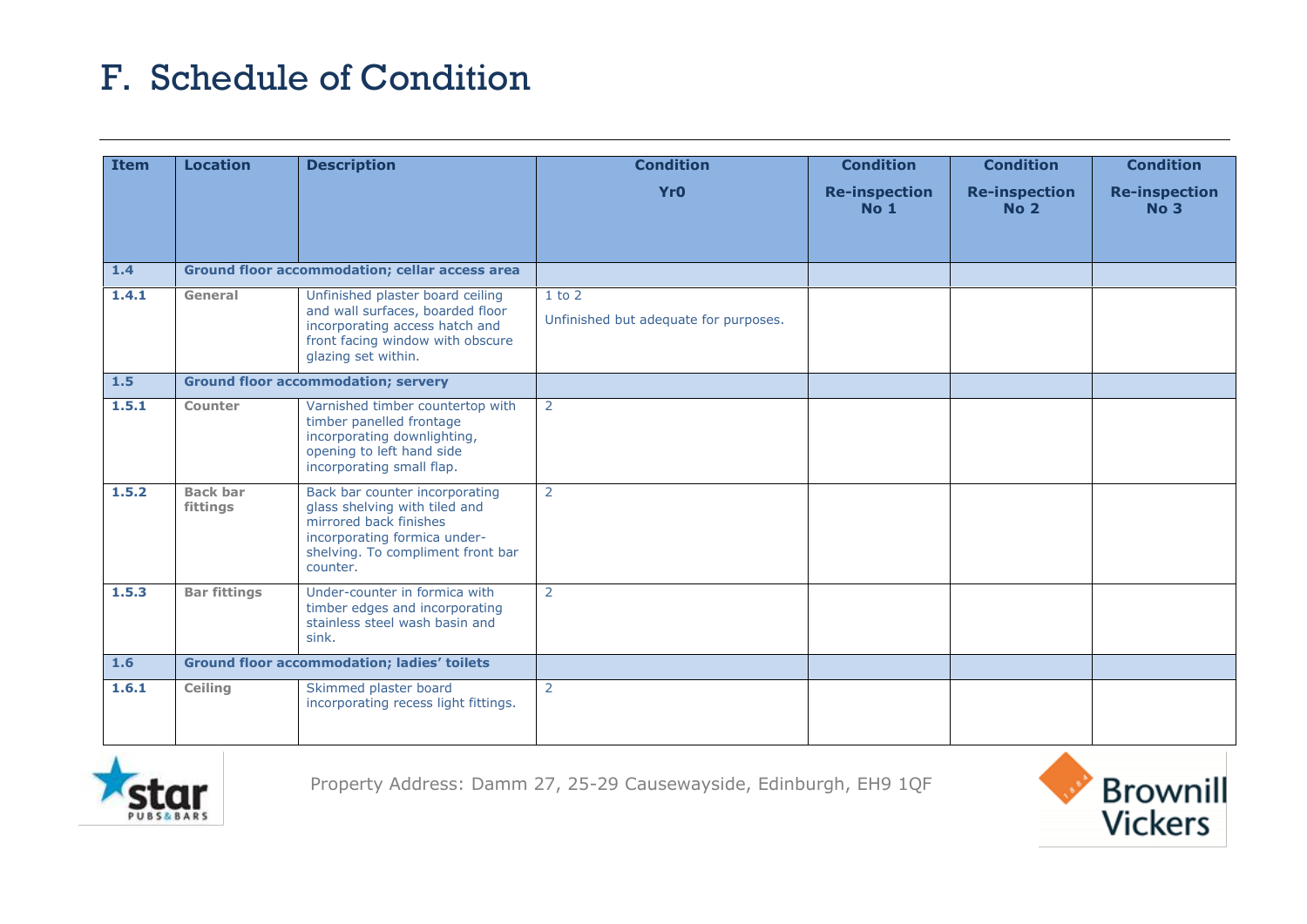# F. Schedule of Condition

| Item | Location | Description | Condition Yr0 | Condition Re-inspection No 1 | Condition Re-inspection No 2 | Condition Re-inspection No 3 |
|---|---|---|---|---|---|---|
| **1.4** | **Ground floor accommodation; cellar access area** | | | | | |
| **1.4.1** | **General** | Unfinished plaster board ceiling and wall surfaces, boarded floor incorporating access hatch and front facing window with obscure glazing set within. | 1 to 2<br>Unfinished but adequate for purposes. | | | |
| **1.5** | **Ground floor accommodation; servery** | | | | | |
| **1.5.1** | **Counter** | Varnished timber countertop with timber panelled frontage incorporating downlighting, opening to left hand side incorporating small flap. | 2 | | | |
| **1.5.2** | **Back bar fittings** | Back bar counter incorporating glass shelving with tiled and mirrored back finishes incorporating formica under-shelving. To compliment front bar counter. | 2 | | | |
| **1.5.3** | **Bar fittings** | Under-counter in formica with timber edges and incorporating stainless steel wash basin and sink. | 2 | | | |
| **1.6** | **Ground floor accommodation; ladies' toilets** | | | | | |
| **1.6.1** | **Ceiling** | Skimmed plaster board incorporating recess light fittings. | 2 | | | |

Property Address: Damm 27, 25-29 Causewayside, Edinburgh, EH9 1QF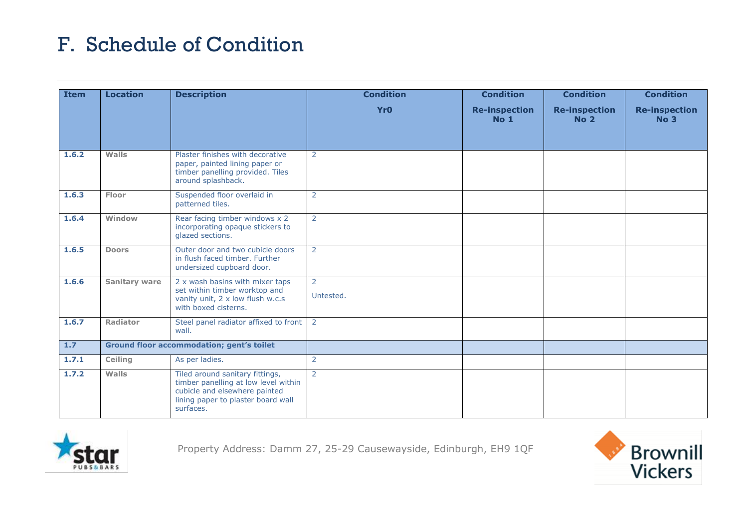# F. Schedule of Condition

| Item | Location | Description | Condition Yr0 | Condition Re-inspection No 1 | Condition Re-inspection No 2 | Condition Re-inspection No 3 |
|---|---|---|---|---|---|---|
| **1.6.2** | **Walls** | Plaster finishes with decorative paper, painted lining paper or timber panelling provided. Tiles around splashback. | 2 | | | |
| **1.6.3** | **Floor** | Suspended floor overlaid in patterned tiles. | 2 | | | |
| **1.6.4** | **Window** | Rear facing timber windows x 2 incorporating opaque stickers to glazed sections. | 2 | | | |
| **1.6.5** | **Doors** | Outer door and two cubicle doors in flush faced timber. Further undersized cupboard door. | 2 | | | |
| **1.6.6** | **Sanitary ware** | 2 x wash basins with mixer taps set within timber worktop and vanity unit, 2 x low flush w.c.s with boxed cisterns. | 2<br>Untested. | | | |
| **1.6.7** | **Radiator** | Steel panel radiator affixed to front wall. | 2 | | | |
| **1.7** | **Ground floor accommodation; gent's toilet** | | | | | |
| **1.7.1** | **Ceiling** | As per ladies. | 2 | | | |
| **1.7.2** | **Walls** | Tiled around sanitary fittings, timber panelling at low level within cubicle and elsewhere painted lining paper to plaster board wall surfaces. | 2 | | | |

Property Address: Damm 27, 25-29 Causewayside, Edinburgh, EH9 1QF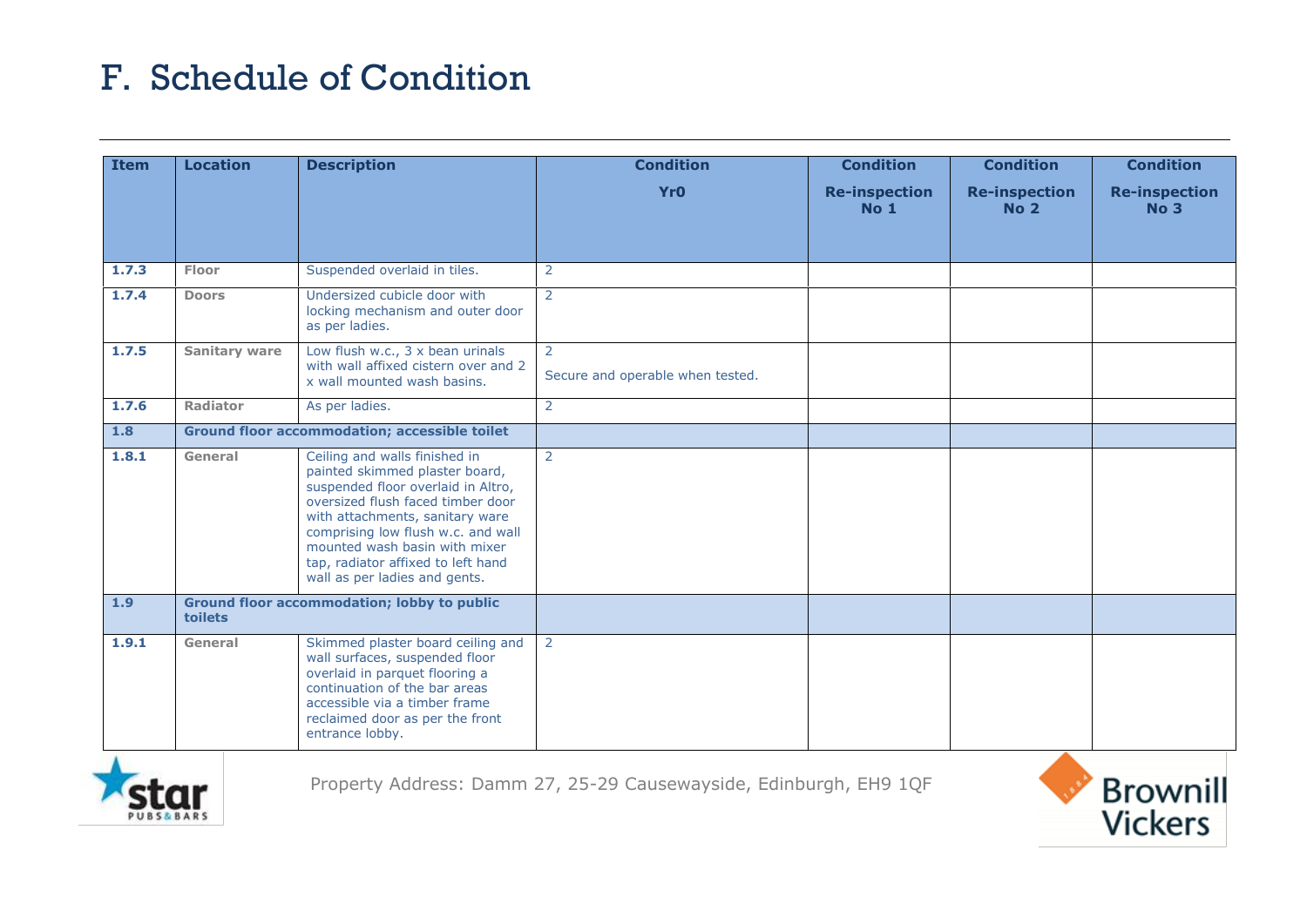# F. Schedule of Condition

| Item | Location | Description | Condition Yr0 | Condition Re-inspection No 1 | Condition Re-inspection No 2 | Condition Re-inspection No 3 |
|---|---|---|---|---|---|---|
| 1.7.3 | Floor | Suspended overlaid in tiles. | 2 | | | |
| 1.7.4 | Doors | Undersized cubicle door with locking mechanism and outer door as per ladies. | 2 | | | |
| 1.7.5 | Sanitary ware | Low flush w.c., 3 x bean urinals with wall affixed cistern over and 2 x wall mounted wash basins. | 2<br>Secure and operable when tested. | | | |
| 1.7.6 | Radiator | As per ladies. | 2 | | | |
| **1.8** | **Ground floor accommodation; accessible toilet** | | | | | |
| 1.8.1 | General | Ceiling and walls finished in painted skimmed plaster board, suspended floor overlaid in Altro, oversized flush faced timber door with attachments, sanitary ware comprising low flush w.c. and wall mounted wash basin with mixer tap, radiator affixed to left hand wall as per ladies and gents. | 2 | | | |
| **1.9** | **Ground floor accommodation; lobby to public toilets** | | | | | |
| 1.9.1 | General | Skimmed plaster board ceiling and wall surfaces, suspended floor overlaid in parquet flooring a continuation of the bar areas accessible via a timber frame reclaimed door as per the front entrance lobby. | 2 | | | |

Property Address: Damm 27, 25-29 Causewayside, Edinburgh, EH9 1QF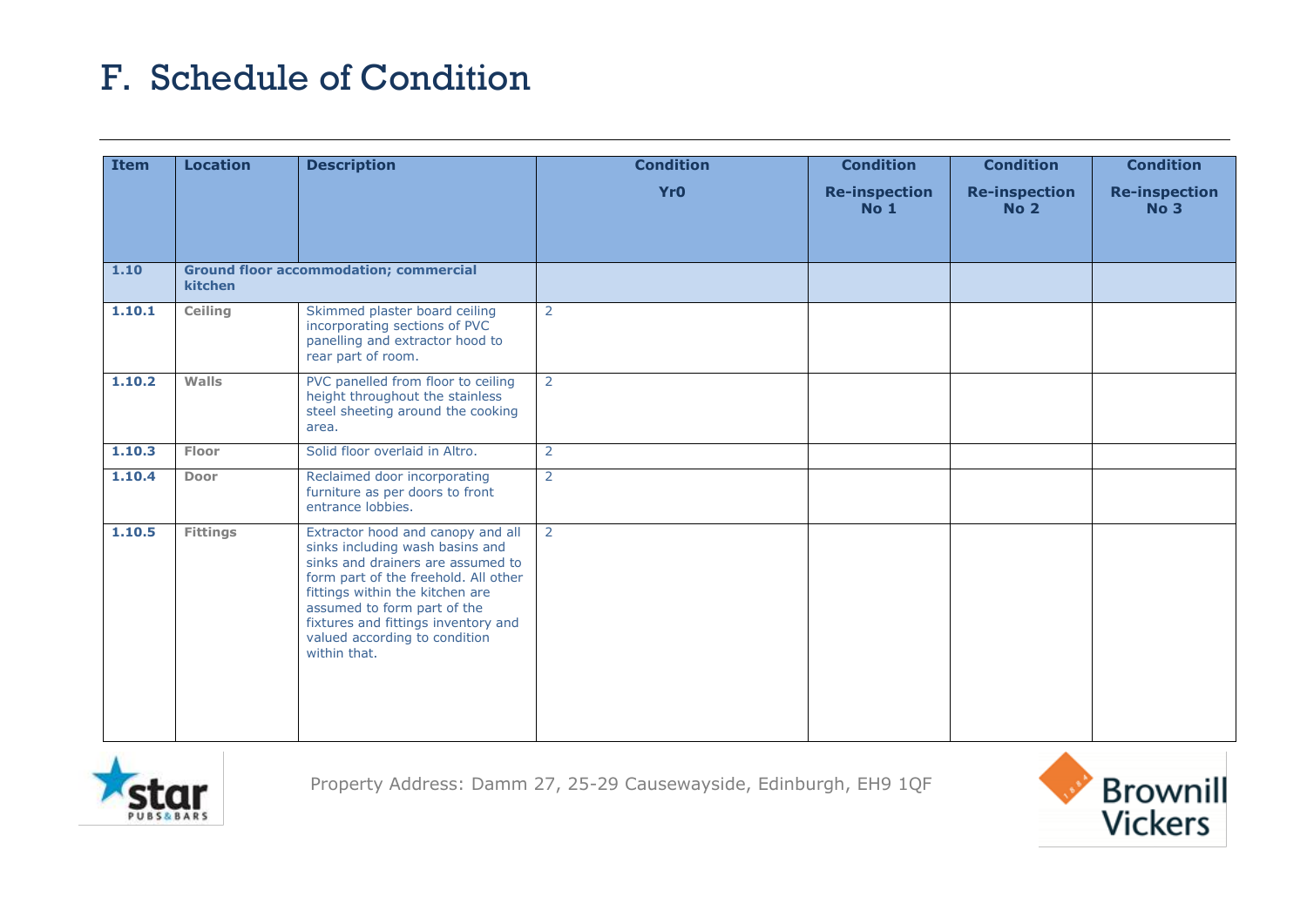# F. Schedule of Condition

| Item | Location | Description | Condition Yr0 | Condition Re-inspection No 1 | Condition Re-inspection No 2 | Condition Re-inspection No 3 |
|---|---|---|---|---|---|---|
| **1.10** | **Ground floor accommodation; commercial kitchen** | | | | | |
| **1.10.1** | **Ceiling** | Skimmed plaster board ceiling incorporating sections of PVC panelling and extractor hood to rear part of room. | 2 | | | |
| **1.10.2** | **Walls** | PVC panelled from floor to ceiling height throughout the stainless steel sheeting around the cooking area. | 2 | | | |
| **1.10.3** | **Floor** | Solid floor overlaid in Altro. | 2 | | | |
| **1.10.4** | **Door** | Reclaimed door incorporating furniture as per doors to front entrance lobbies. | 2 | | | |
| **1.10.5** | **Fittings** | Extractor hood and canopy and all sinks including wash basins and sinks and drainers are assumed to form part of the freehold. All other fittings within the kitchen are assumed to form part of the fixtures and fittings inventory and valued according to condition within that. | 2 | | | |

Property Address: Damm 27, 25-29 Causewayside, Edinburgh, EH9 1QF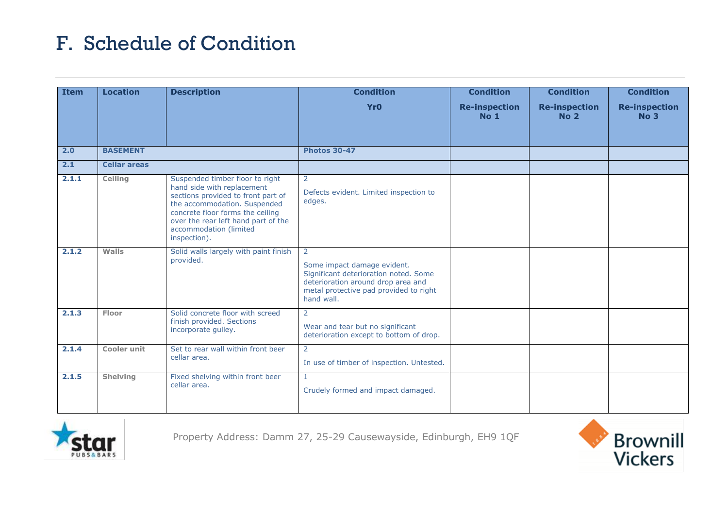# F. Schedule of Condition

| Item | Location | Description | Condition Yr0 | Condition Re-inspection No 1 | Condition Re-inspection No 2 | Condition Re-inspection No 3 |
|---|---|---|---|---|---|---|
| **2.0** | **BASEMENT** | | **Photos 30-47** | | | |
| **2.1** | **Cellar areas** | | | | | |
| **2.1.1** | **Ceiling** | Suspended timber floor to right hand side with replacement sections provided to front part of the accommodation. Suspended concrete floor forms the ceiling over the rear left hand part of the accommodation (limited inspection). | 2<br><br>Defects evident. Limited inspection to edges. | | | |
| **2.1.2** | **Walls** | Solid walls largely with paint finish provided. | 2<br><br>Some impact damage evident. Significant deterioration noted. Some deterioration around drop area and metal protective pad provided to right hand wall. | | | |
| **2.1.3** | **Floor** | Solid concrete floor with screed finish provided. Sections incorporate gulley. | 2<br><br>Wear and tear but no significant deterioration except to bottom of drop. | | | |
| **2.1.4** | **Cooler unit** | Set to rear wall within front beer cellar area. | 2<br><br>In use of timber of inspection. Untested. | | | |
| **2.1.5** | **Shelving** | Fixed shelving within front beer cellar area. | 1<br><br>Crudely formed and impact damaged. | | | |

Property Address: Damm 27, 25-29 Causewayside, Edinburgh, EH9 1QF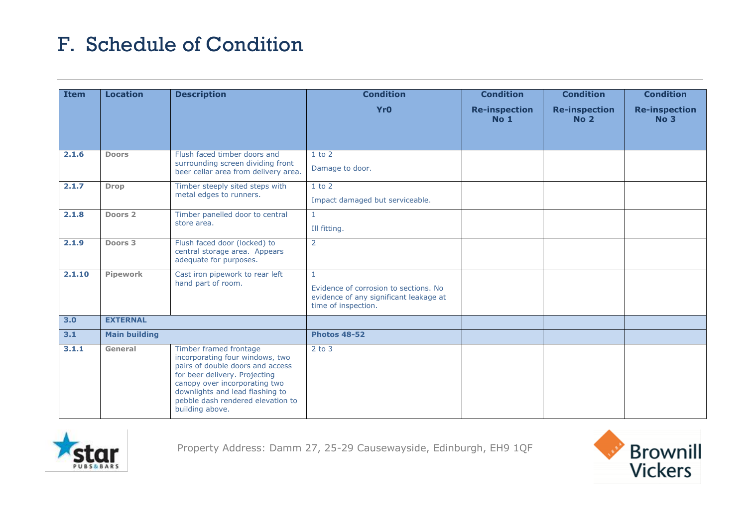# F. Schedule of Condition

| Item | Location | Description | Condition Yr0 | Condition Re-inspection No 1 | Condition Re-inspection No 2 | Condition Re-inspection No 3 |
|---|---|---|---|---|---|---|
| 2.1.6 | Doors | Flush faced timber doors and surrounding screen dividing front beer cellar area from delivery area. | 1 to 2<br><br>Damage to door. | | | |
| 2.1.7 | Drop | Timber steeply sited steps with metal edges to runners. | 1 to 2<br><br>Impact damaged but serviceable. | | | |
| 2.1.8 | Doors 2 | Timber panelled door to central store area. | 1<br><br>Ill fitting. | | | |
| 2.1.9 | Doors 3 | Flush faced door (locked) to central storage area. Appears adequate for purposes. | 2 | | | |
| 2.1.10 | Pipework | Cast iron pipework to rear left hand part of room. | 1<br><br>Evidence of corrosion to sections. No evidence of any significant leakage at time of inspection. | | | |
| **3.0** | **EXTERNAL** | | | | | |
| **3.1** | **Main building** | | **Photos 48-52** | | | |
| 3.1.1 | General | Timber framed frontage incorporating four windows, two pairs of double doors and access for beer delivery. Projecting canopy over incorporating two downlights and lead flashing to pebble dash rendered elevation to building above. | 2 to 3 | | | |

Property Address: Damm 27, 25-29 Causewayside, Edinburgh, EH9 1QF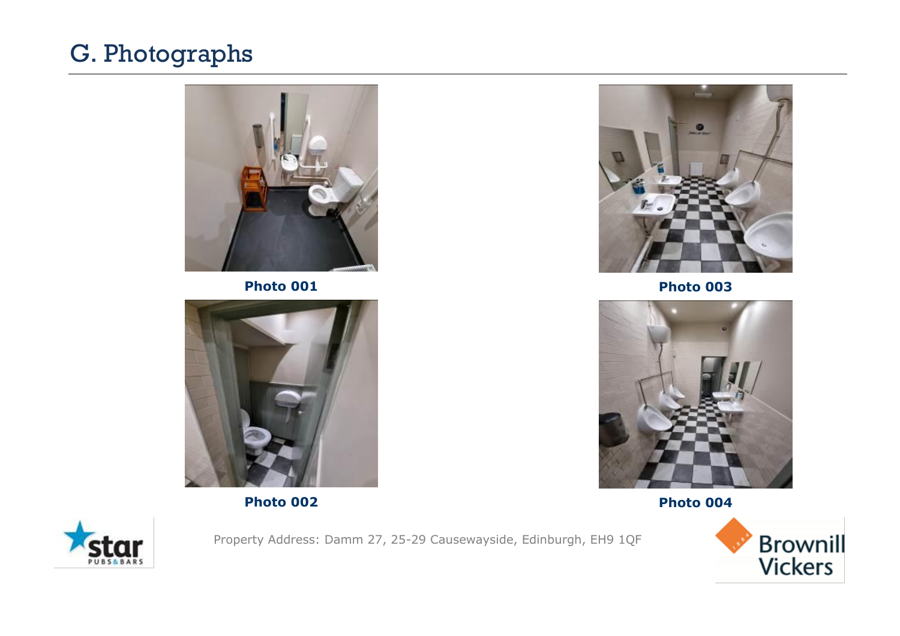# G. Photographs

Photo 001

Photo 003

Photo 002

Photo 004

Property Address: Damm 27, 25-29 Causewayside, Edinburgh, EH9 1QF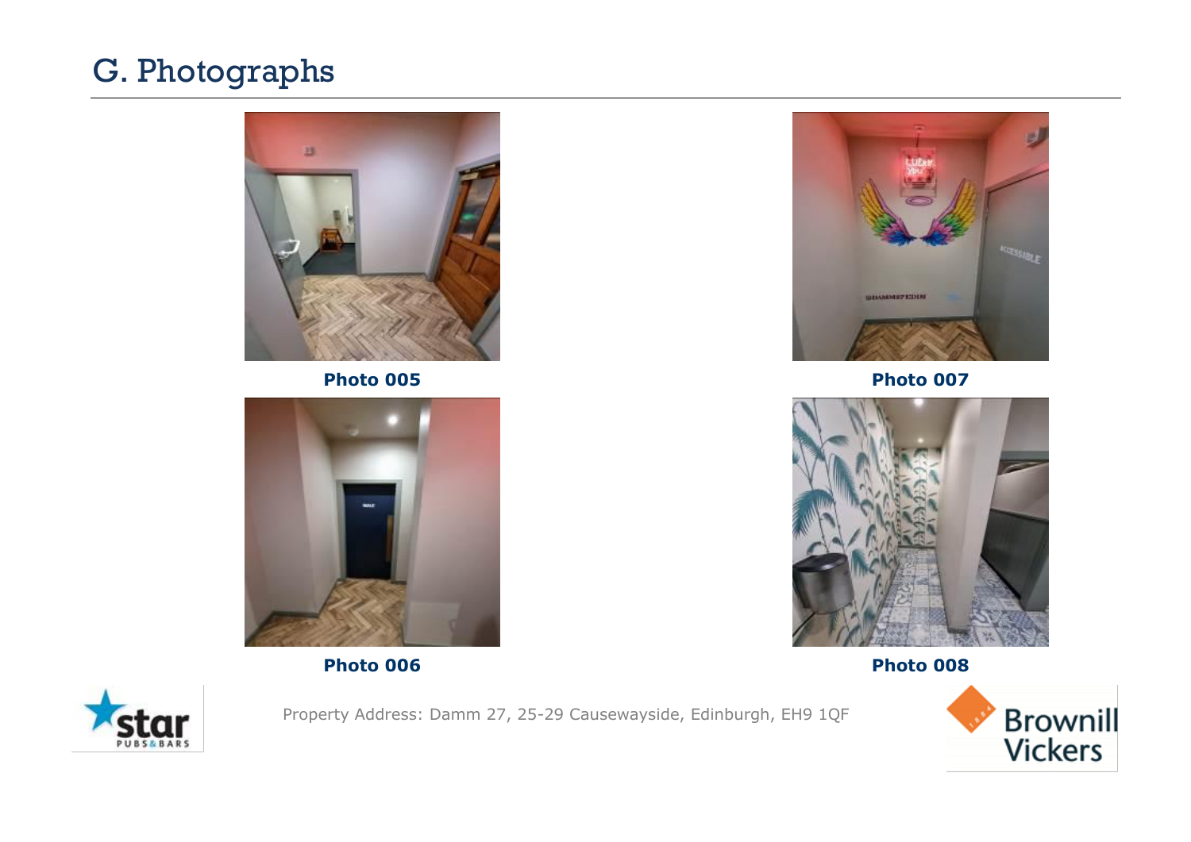# G. Photographs

Photo 005

Photo 007

Photo 006

Photo 008

Property Address: Damm 27, 25-29 Causewayside, Edinburgh, EH9 1QF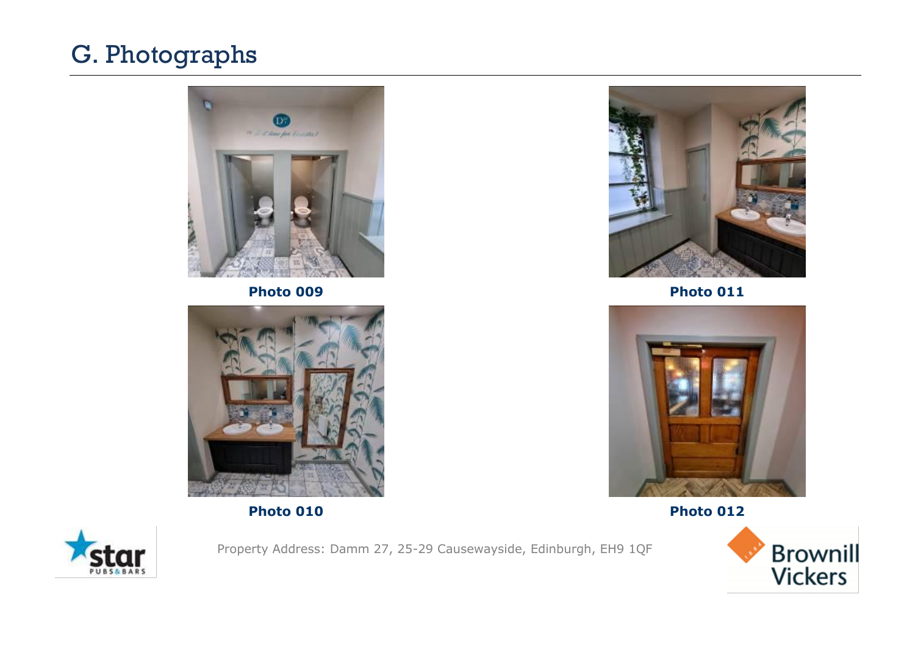# G. Photographs

**Photo 009**

**Photo 011**

**Photo 010**

**Photo 012**

Property Address: Damm 27, 25-29 Causewayside, Edinburgh, EH9 1QF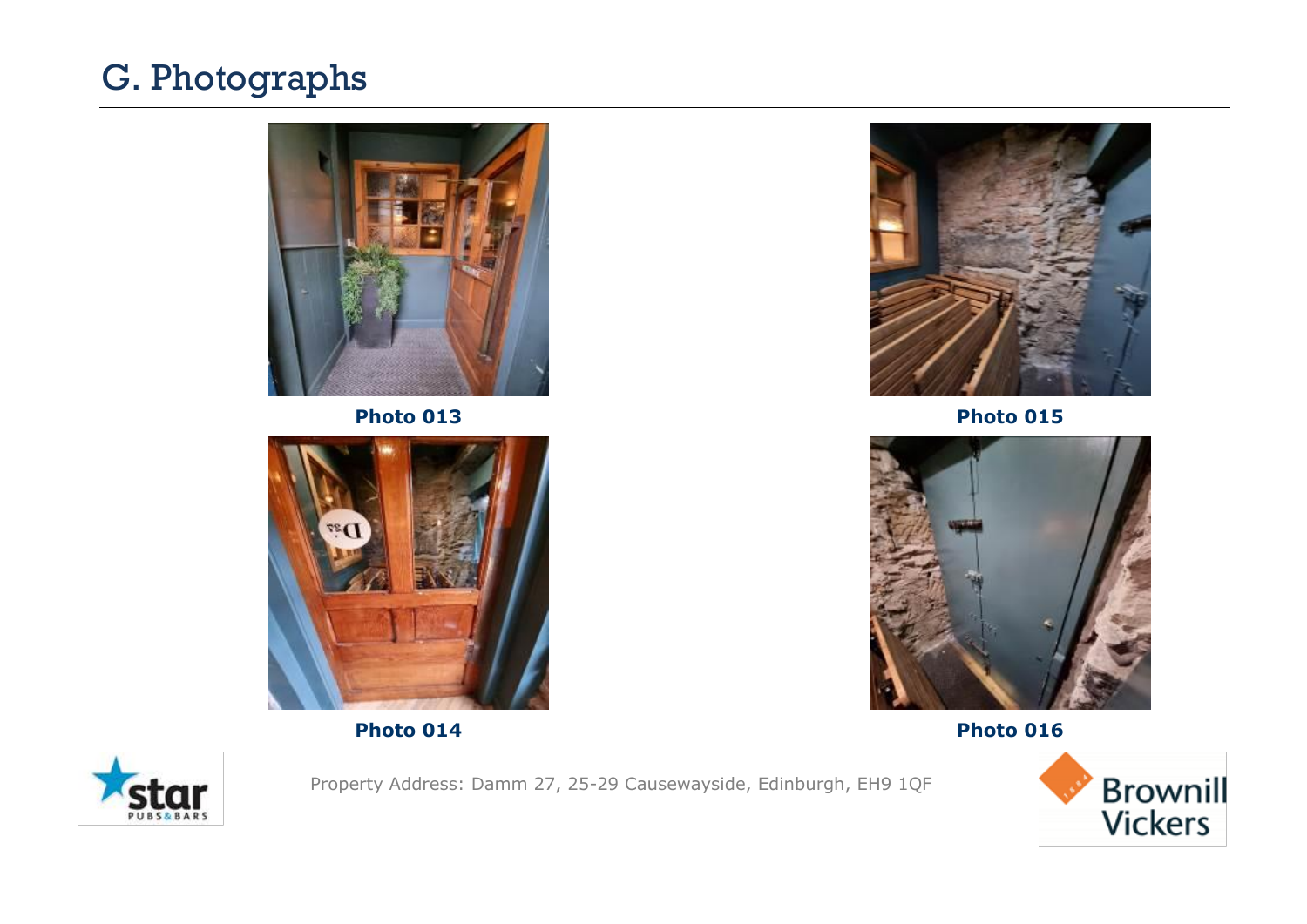## G. Photographs

Photo 013

Photo 015

Photo 014

Photo 016

Property Address: Damm 27, 25-29 Causewayside, Edinburgh, EH9 1QF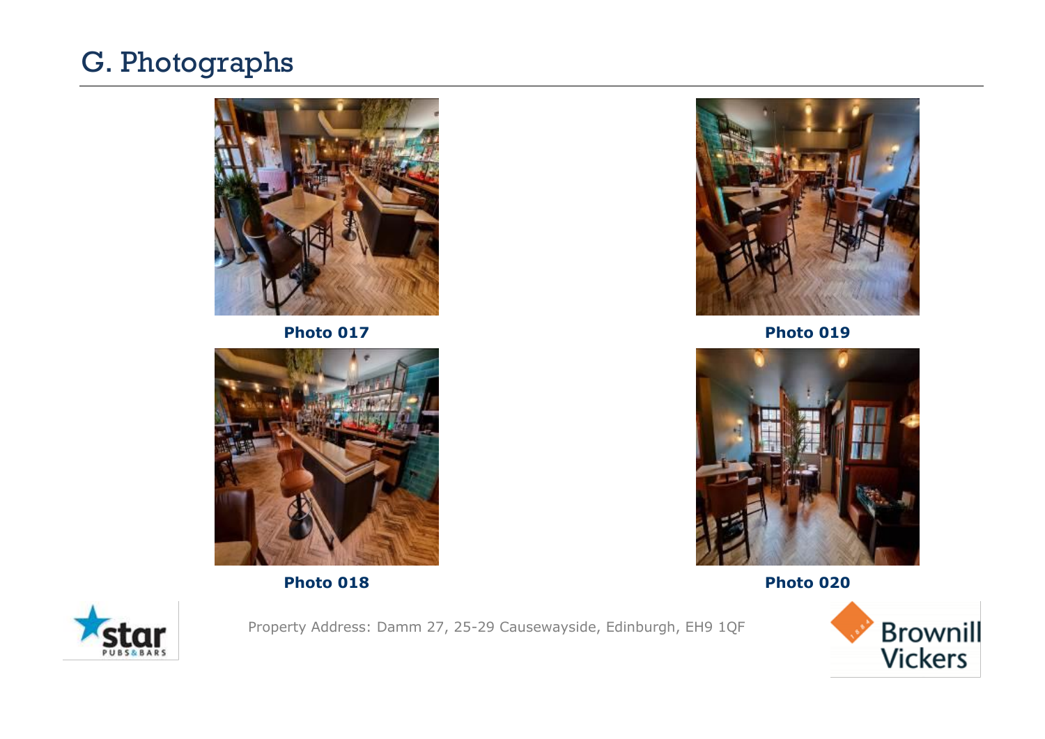# G. Photographs

Photo 017

Photo 019

Photo 018

Photo 020

Property Address: Damm 27, 25-29 Causewayside, Edinburgh, EH9 1QF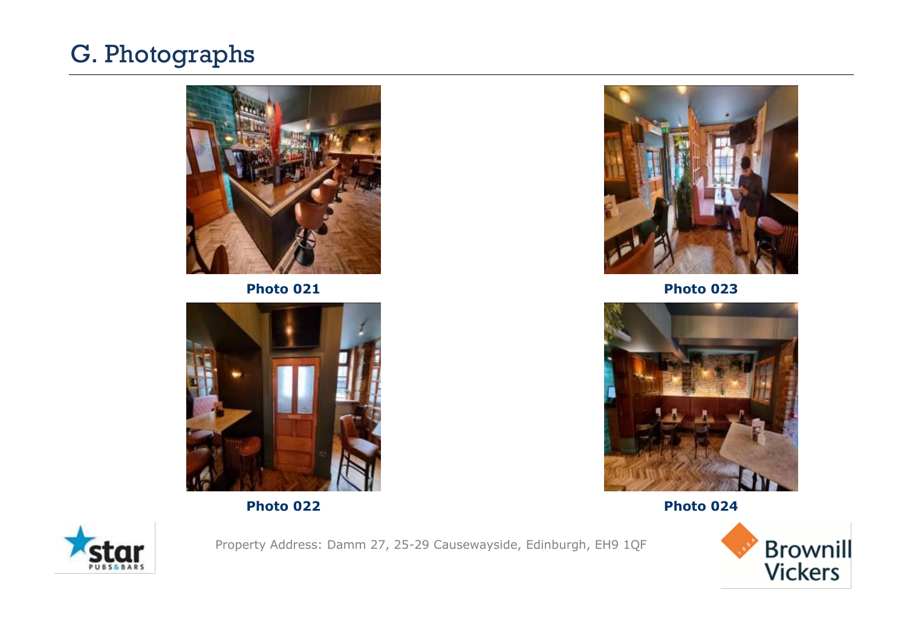# G. Photographs

**Photo 021**

**Photo 023**

**Photo 022**

**Photo 024**

Property Address: Damm 27, 25-29 Causewayside, Edinburgh, EH9 1QF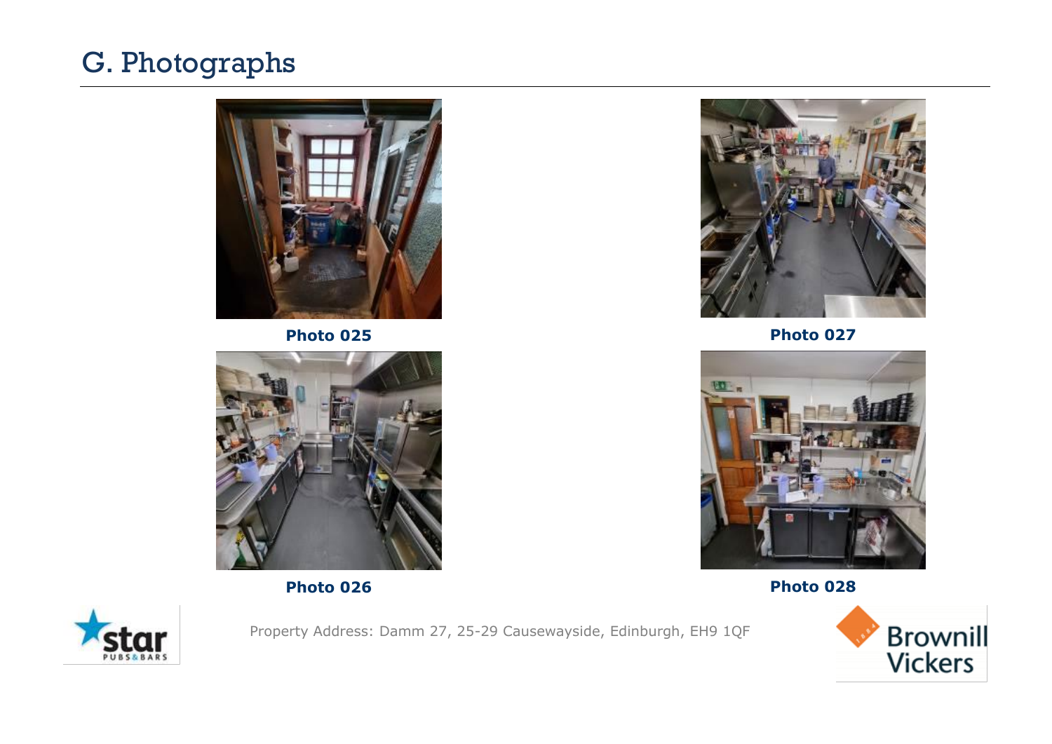# G. Photographs

Photo 025

Photo 027

Photo 026

Photo 028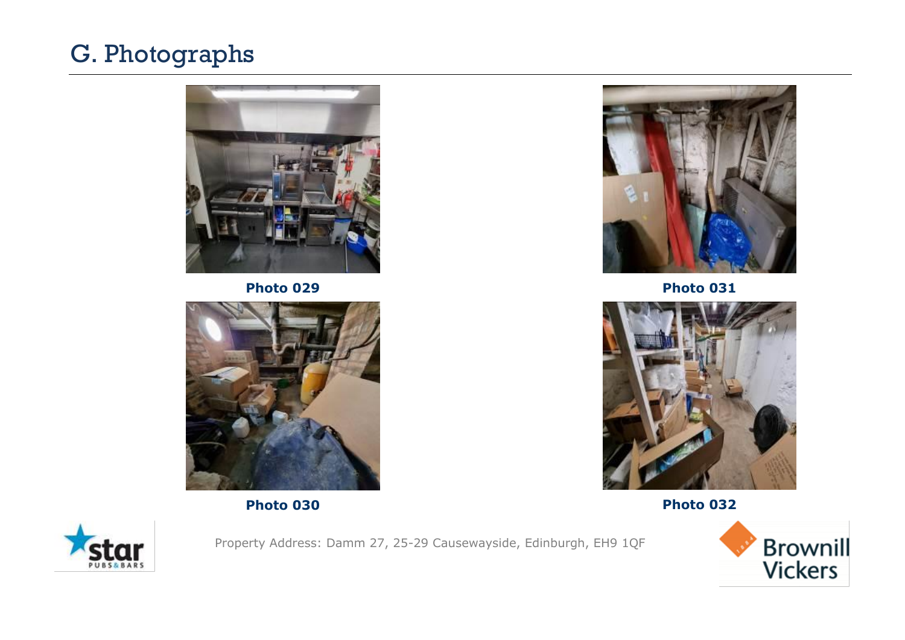# G. Photographs

Photo 029

Photo 031

Photo 030

Photo 032

Property Address: Damm 27, 25-29 Causewayside, Edinburgh, EH9 1QF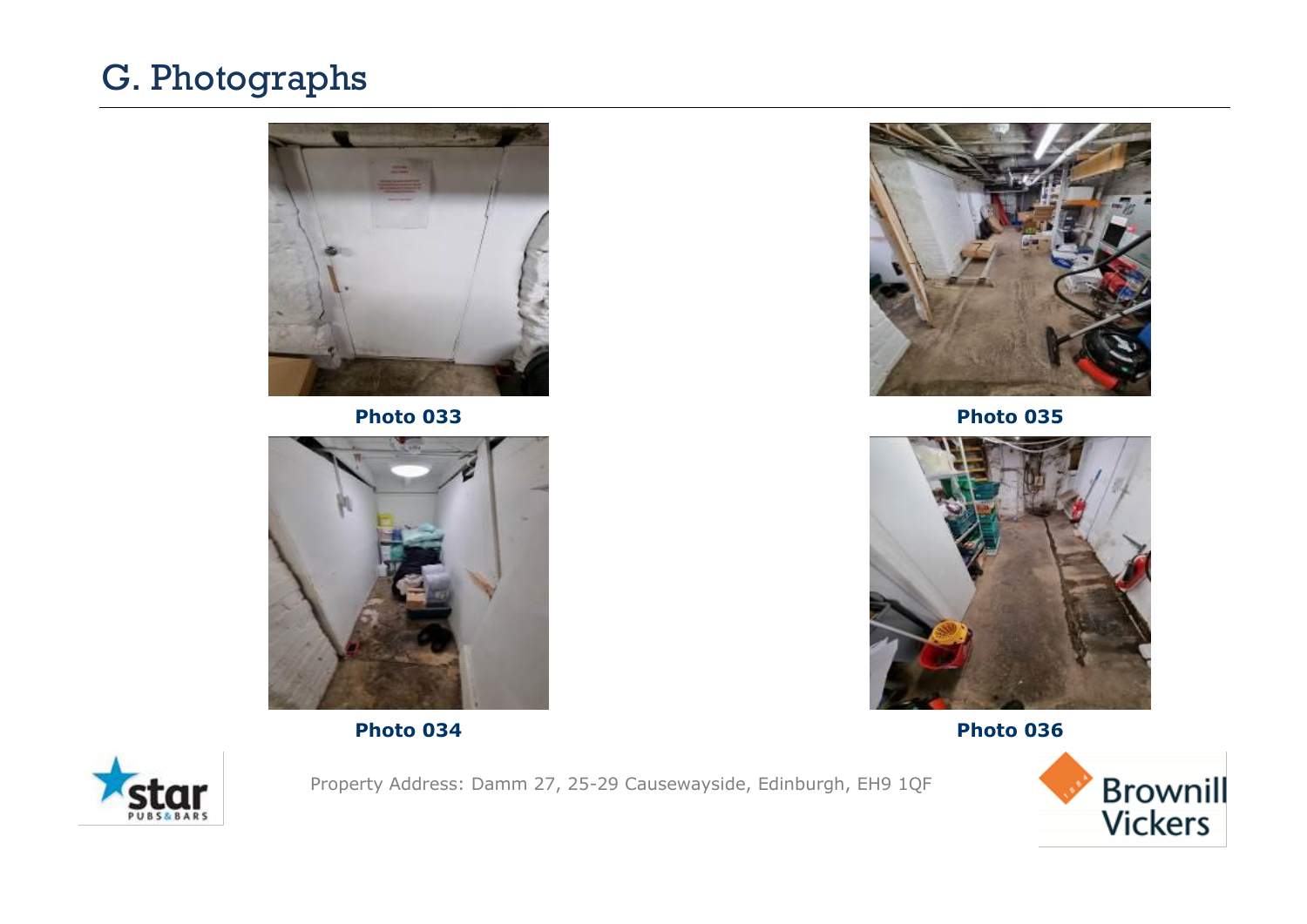# G. Photographs

**Photo 033**

**Photo 034**

**Photo 035**

**Photo 036**

Property Address: Damm 27, 25-29 Causewayside, Edinburgh, EH9 1QF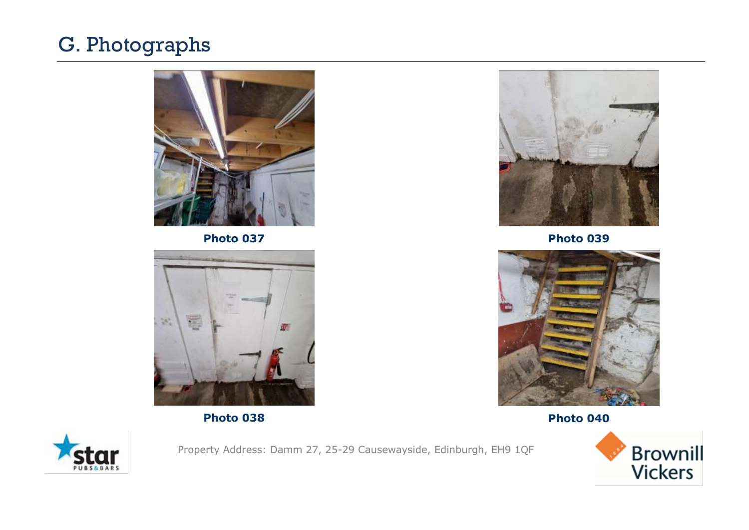# G. Photographs

Photo 037

Photo 039

Photo 038

Photo 040

Property Address: Damm 27, 25-29 Causewayside, Edinburgh, EH9 1QF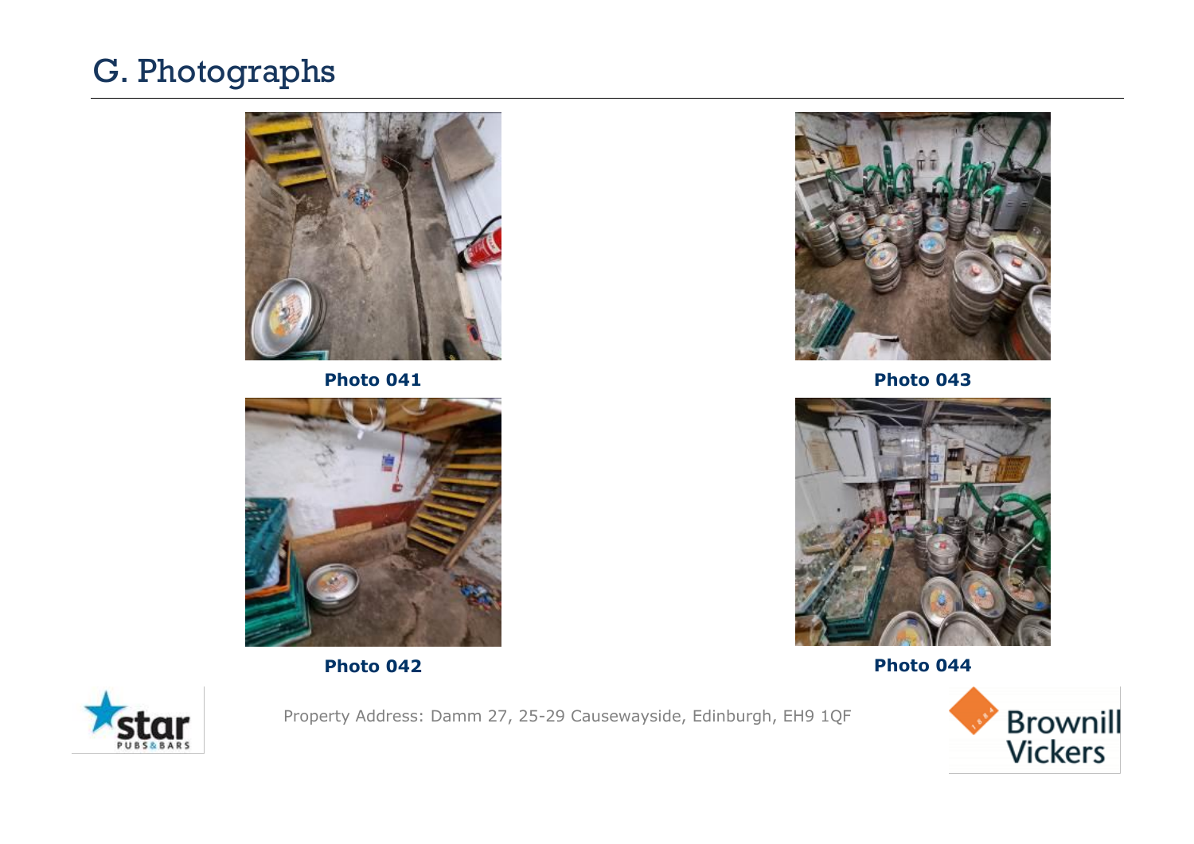## G. Photographs

Photo 041

Photo 042

Photo 043

Photo 044

Property Address: Damm 27, 25-29 Causewayside, Edinburgh, EH9 1QF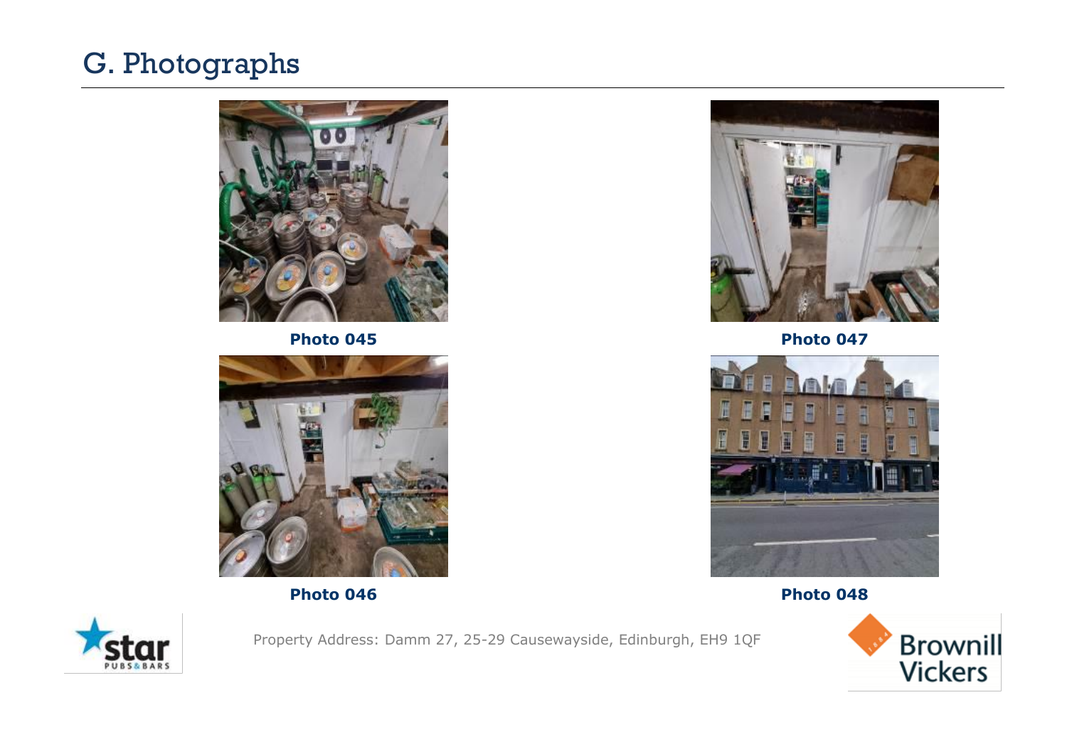# G. Photographs

Photo 045

Photo 047

Photo 046

Photo 048

Property Address: Damm 27, 25-29 Causewayside, Edinburgh, EH9 1QF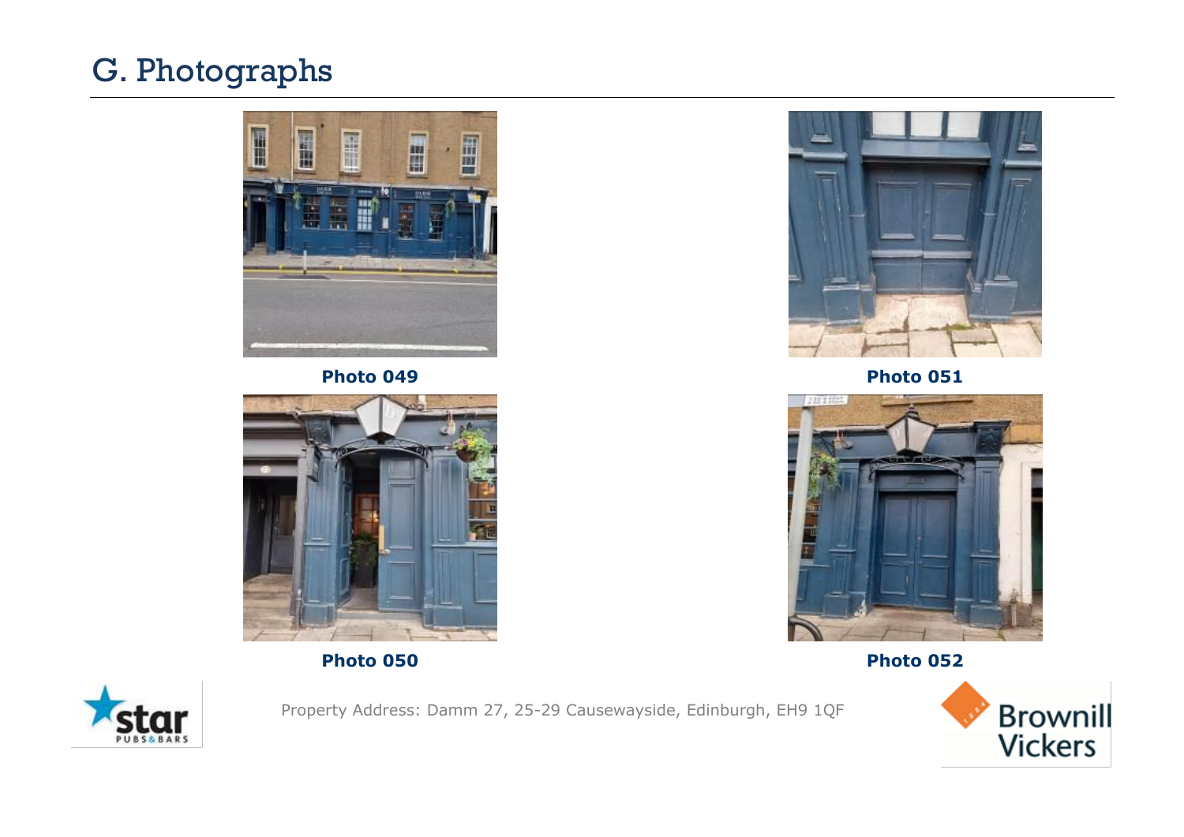# G. Photographs

Photo 049

Photo 051

Photo 050

Photo 052

Property Address: Damm 27, 25-29 Causewayside, Edinburgh, EH9 1QF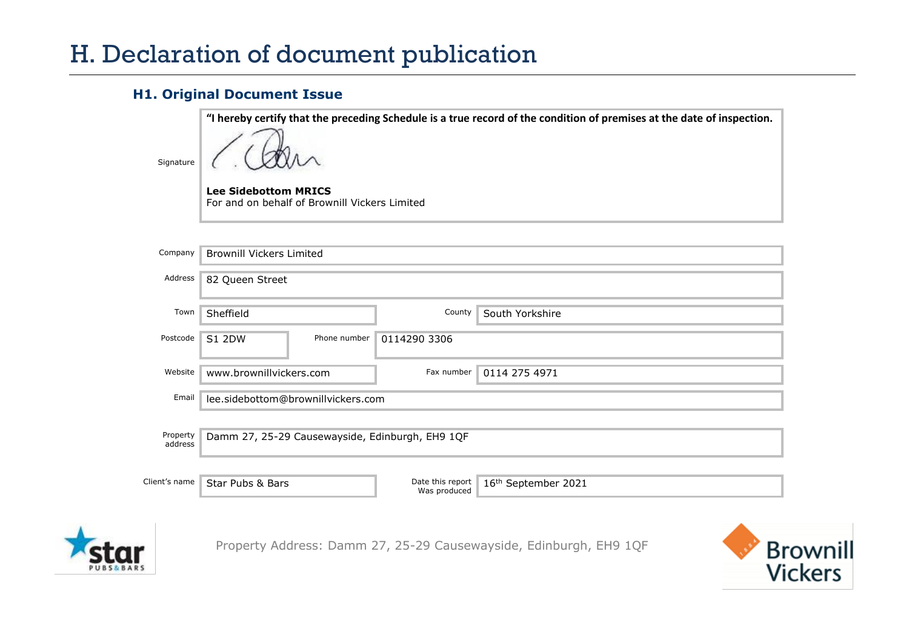# H. Declaration of document publication

### H1. Original Document Issue

| | |
|---|---|
| Signature | **"I hereby certify that the preceding Schedule is a true record of the condition of premises at the date of inspection.**<br><br>**Lee Sidebottom MRICS**<br>For and on behalf of Brownill Vickers Limited |

| | | | |
|---|---|---|---|
| Company | Brownill Vickers Limited | | |
| Address | 82 Queen Street | | |
| Town | Sheffield | County | South Yorkshire |
| Postcode | S1 2DW | Phone number | 0114290 3306 |
| Website | www.brownillvickers.com | Fax number | 0114 275 4971 |
| Email | lee.sidebottom@brownillvickers.com | | |
| Property address | Damm 27, 25-29 Causewayside, Edinburgh, EH9 1QF | | |
| Client's name | Star Pubs & Bars | Date this report Was produced | 16th September 2021 |

Property Address: Damm 27, 25-29 Causewayside, Edinburgh, EH9 1QF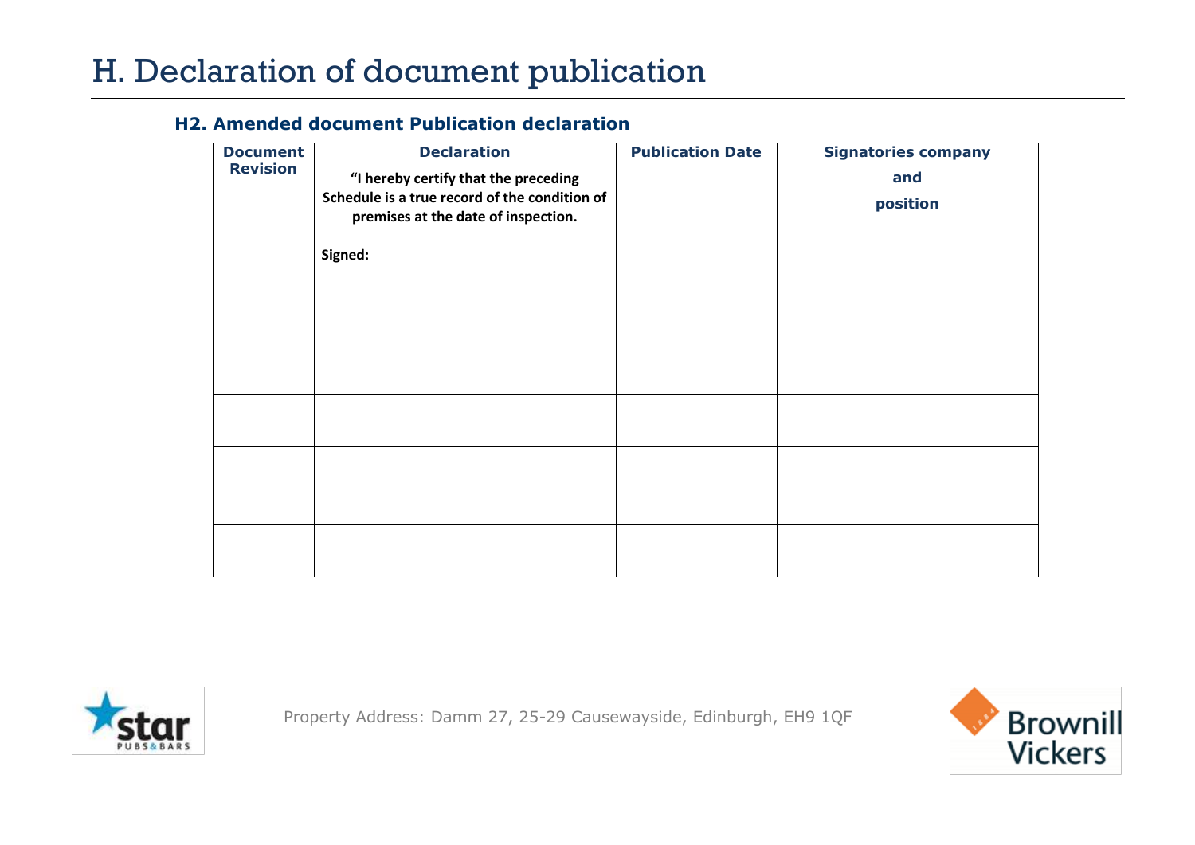# H. Declaration of document publication

## H2. Amended document Publication declaration

| Document Revision | Declaration<br><br>**"I hereby certify that the preceding Schedule is a true record of the condition of premises at the date of inspection.**<br><br>**Signed:** | Publication Date | Signatories company and position |
|---|---|---|---|
| | | | |
| | | | |
| | | | |
| | | | |
| | | | |

Property Address: Damm 27, 25-29 Causewayside, Edinburgh, EH9 1QF